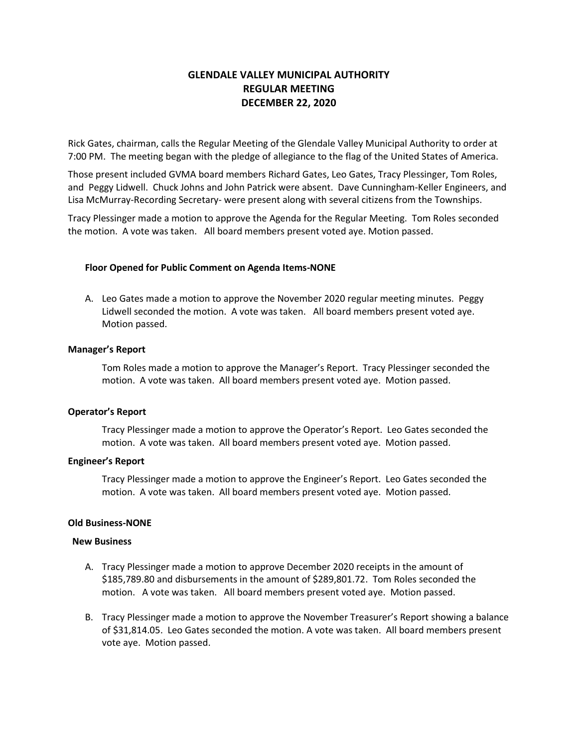# GLENDALE VALLEY MUNICIPAL AUTHORITY
# REGULAR MEETING
# DECEMBER 22, 2020

Rick Gates, chairman, calls the Regular Meeting of the Glendale Valley Municipal Authority to order at 7:00 PM. The meeting began with the pledge of allegiance to the flag of the United States of America.

Those present included GVMA board members Richard Gates, Leo Gates, Tracy Plessinger, Tom Roles, and Peggy Lidwell. Chuck Johns and John Patrick were absent. Dave Cunningham-Keller Engineers, and Lisa McMurray-Recording Secretary- were present along with several citizens from the Townships.

Tracy Plessinger made a motion to approve the Agenda for the Regular Meeting. Tom Roles seconded the motion. A vote was taken. All board members present voted aye. Motion passed.

**Floor Opened for Public Comment on Agenda Items-NONE**

A. Leo Gates made a motion to approve the November 2020 regular meeting minutes. Peggy Lidwell seconded the motion. A vote was taken. All board members present voted aye. Motion passed.

**Manager's Report**

Tom Roles made a motion to approve the Manager's Report. Tracy Plessinger seconded the motion. A vote was taken. All board members present voted aye. Motion passed.

**Operator's Report**

Tracy Plessinger made a motion to approve the Operator's Report. Leo Gates seconded the motion. A vote was taken. All board members present voted aye. Motion passed.

**Engineer's Report**

Tracy Plessinger made a motion to approve the Engineer's Report. Leo Gates seconded the motion. A vote was taken. All board members present voted aye. Motion passed.

**Old Business-NONE**

**New Business**

A. Tracy Plessinger made a motion to approve December 2020 receipts in the amount of $185,789.80 and disbursements in the amount of $289,801.72. Tom Roles seconded the motion. A vote was taken. All board members present voted aye. Motion passed.

B. Tracy Plessinger made a motion to approve the November Treasurer's Report showing a balance of $31,814.05. Leo Gates seconded the motion. A vote was taken. All board members present vote aye. Motion passed.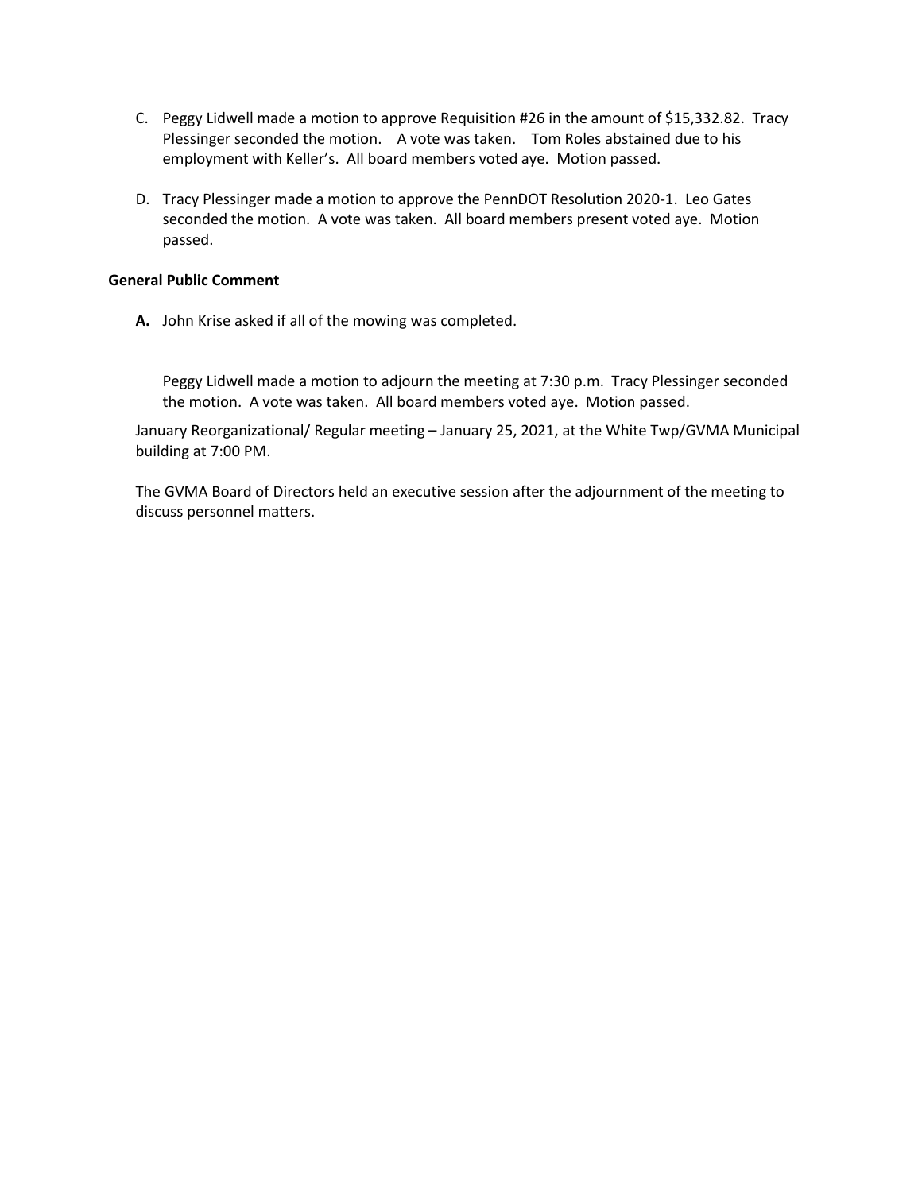C. Peggy Lidwell made a motion to approve Requisition #26 in the amount of $15,332.82. Tracy Plessinger seconded the motion. A vote was taken. Tom Roles abstained due to his employment with Keller's. All board members voted aye. Motion passed.

D. Tracy Plessinger made a motion to approve the PennDOT Resolution 2020-1. Leo Gates seconded the motion. A vote was taken. All board members present voted aye. Motion passed.

**General Public Comment**

**A.** John Krise asked if all of the mowing was completed.

Peggy Lidwell made a motion to adjourn the meeting at 7:30 p.m. Tracy Plessinger seconded the motion. A vote was taken. All board members voted aye. Motion passed.

January Reorganizational/ Regular meeting – January 25, 2021, at the White Twp/GVMA Municipal building at 7:00 PM.

The GVMA Board of Directors held an executive session after the adjournment of the meeting to discuss personnel matters.